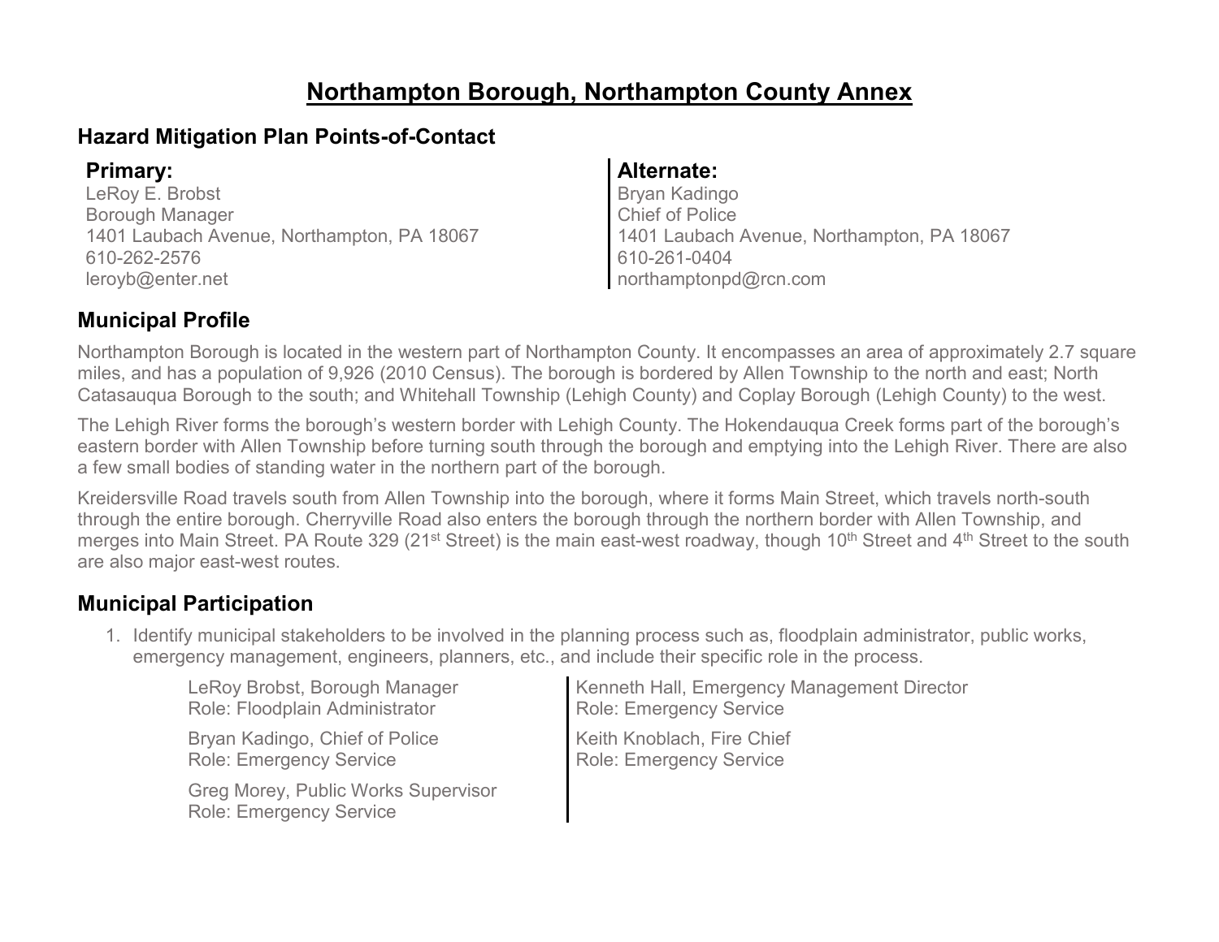# Northampton Borough, Northampton County Annex

## Hazard Mitigation Plan Points-of-Contact

### Primary:

LeRoy E. Brobst
Borough Manager
1401 Laubach Avenue, Northampton, PA 18067
610-262-2576
leroyb@enter.net

### Alternate:

Bryan Kadingo
Chief of Police
1401 Laubach Avenue, Northampton, PA 18067
610-261-0404
northamptonpd@rcn.com

## Municipal Profile

Northampton Borough is located in the western part of Northampton County. It encompasses an area of approximately 2.7 square miles, and has a population of 9,926 (2010 Census). The borough is bordered by Allen Township to the north and east; North Catasauqua Borough to the south; and Whitehall Township (Lehigh County) and Coplay Borough (Lehigh County) to the west.

The Lehigh River forms the borough's western border with Lehigh County. The Hokendauqua Creek forms part of the borough's eastern border with Allen Township before turning south through the borough and emptying into the Lehigh River. There are also a few small bodies of standing water in the northern part of the borough.

Kreidersville Road travels south from Allen Township into the borough, where it forms Main Street, which travels north-south through the entire borough. Cherryville Road also enters the borough through the northern border with Allen Township, and merges into Main Street. PA Route 329 (21st Street) is the main east-west roadway, though 10th Street and 4th Street to the south are also major east-west routes.

## Municipal Participation

1. Identify municipal stakeholders to be involved in the planning process such as, floodplain administrator, public works, emergency management, engineers, planners, etc., and include their specific role in the process.

   LeRoy Brobst, Borough Manager
   Role: Floodplain Administrator

   Bryan Kadingo, Chief of Police
   Role: Emergency Service

   Greg Morey, Public Works Supervisor
   Role: Emergency Service

   Kenneth Hall, Emergency Management Director
   Role: Emergency Service

   Keith Knoblach, Fire Chief
   Role: Emergency Service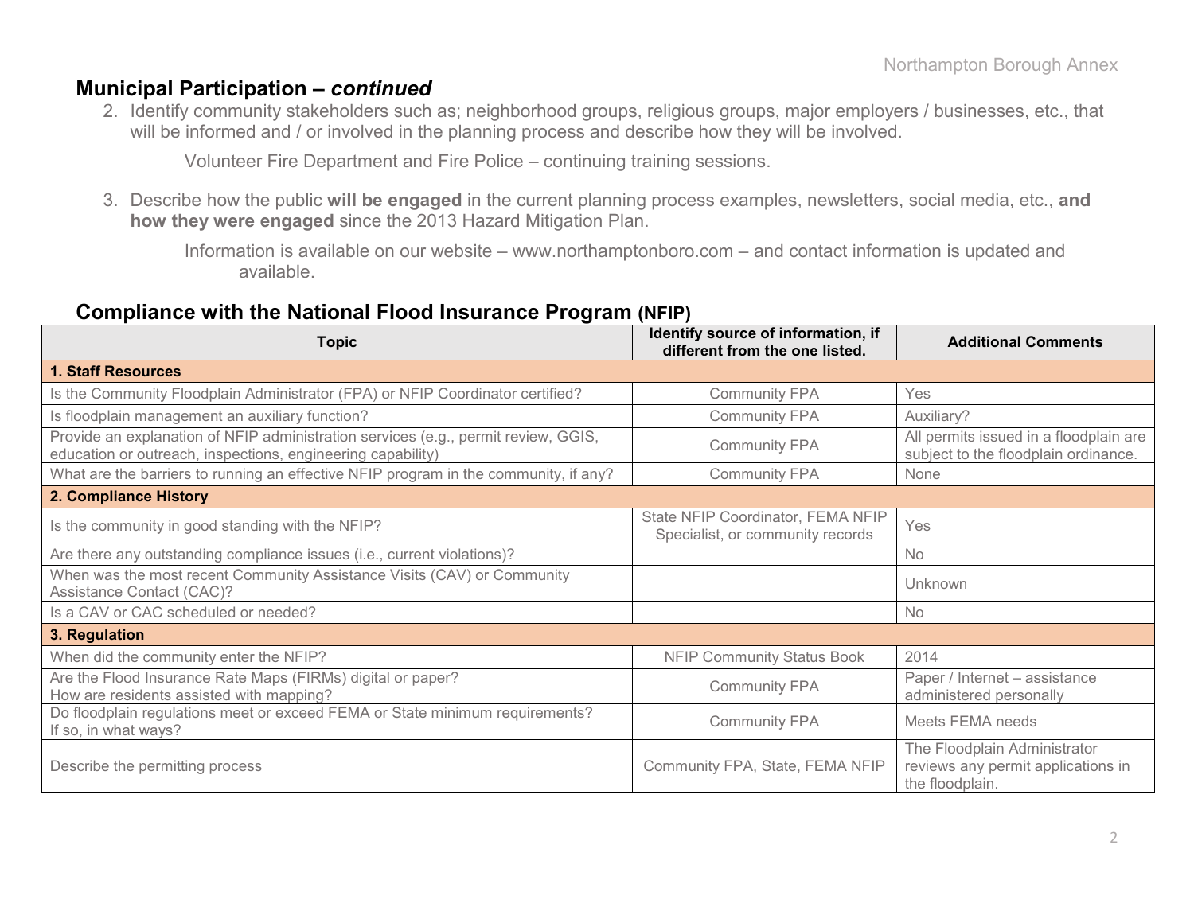## Municipal Participation – *continued*

2. Identify community stakeholders such as; neighborhood groups, religious groups, major employers / businesses, etc., that will be informed and / or involved in the planning process and describe how they will be involved.

   Volunteer Fire Department and Fire Police – continuing training sessions.

3. Describe how the public **will be engaged** in the current planning process examples, newsletters, social media, etc., **and how they were engaged** since the 2013 Hazard Mitigation Plan.

   Information is available on our website – www.northamptonboro.com – and contact information is updated and available.

## Compliance with the National Flood Insurance Program (NFIP)

| Topic | Identify source of information, if different from the one listed. | Additional Comments |
|---|---|---|
| **1. Staff Resources** | | |
| Is the Community Floodplain Administrator (FPA) or NFIP Coordinator certified? | Community FPA | Yes |
| Is floodplain management an auxiliary function? | Community FPA | Auxiliary? |
| Provide an explanation of NFIP administration services (e.g., permit review, GGIS, education or outreach, inspections, engineering capability) | Community FPA | All permits issued in a floodplain are subject to the floodplain ordinance. |
| What are the barriers to running an effective NFIP program in the community, if any? | Community FPA | None |
| **2. Compliance History** | | |
| Is the community in good standing with the NFIP? | State NFIP Coordinator, FEMA NFIP Specialist, or community records | Yes |
| Are there any outstanding compliance issues (i.e., current violations)? | | No |
| When was the most recent Community Assistance Visits (CAV) or Community Assistance Contact (CAC)? | | Unknown |
| Is a CAV or CAC scheduled or needed? | | No |
| **3. Regulation** | | |
| When did the community enter the NFIP? | NFIP Community Status Book | 2014 |
| Are the Flood Insurance Rate Maps (FIRMs) digital or paper? How are residents assisted with mapping? | Community FPA | Paper / Internet – assistance administered personally |
| Do floodplain regulations meet or exceed FEMA or State minimum requirements? If so, in what ways? | Community FPA | Meets FEMA needs |
| Describe the permitting process | Community FPA, State, FEMA NFIP | The Floodplain Administrator reviews any permit applications in the floodplain. |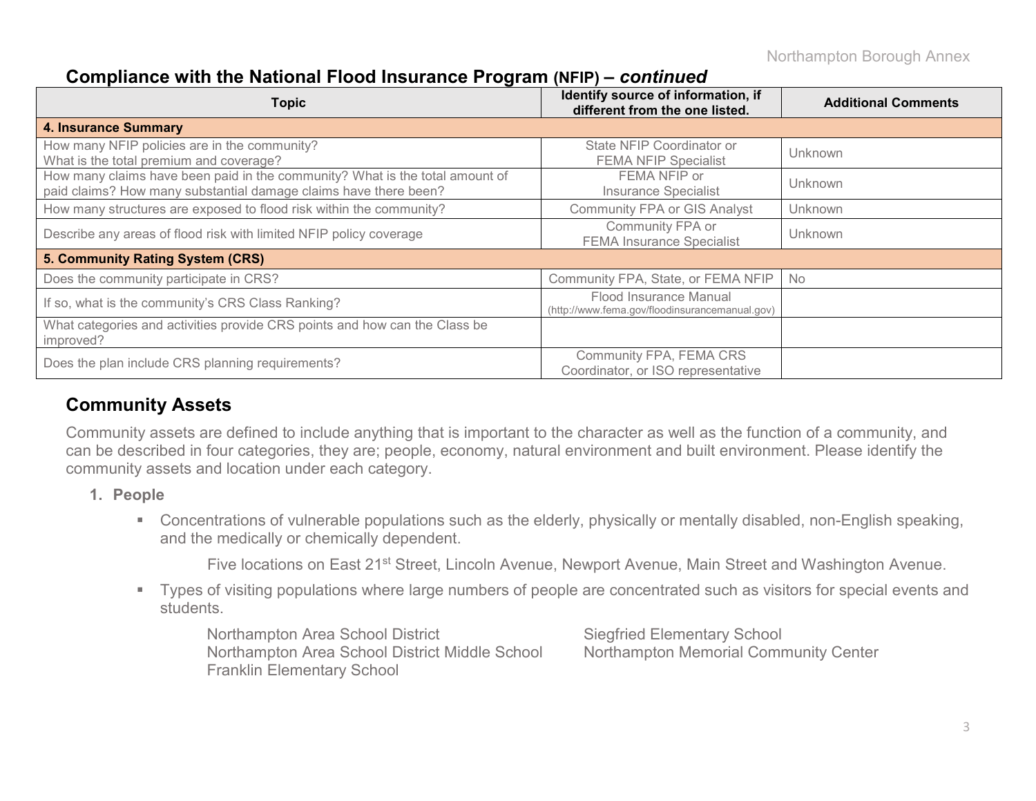## Compliance with the National Flood Insurance Program (NFIP) – *continued*

| Topic | Identify source of information, if different from the one listed. | Additional Comments |
|---|---|---|
| **4. Insurance Summary** | | |
| How many NFIP policies are in the community? What is the total premium and coverage? | State NFIP Coordinator or FEMA NFIP Specialist | Unknown |
| How many claims have been paid in the community? What is the total amount of paid claims? How many substantial damage claims have there been? | FEMA NFIP or Insurance Specialist | Unknown |
| How many structures are exposed to flood risk within the community? | Community FPA or GIS Analyst | Unknown |
| Describe any areas of flood risk with limited NFIP policy coverage | Community FPA or FEMA Insurance Specialist | Unknown |
| **5. Community Rating System (CRS)** | | |
| Does the community participate in CRS? | Community FPA, State, or FEMA NFIP | No |
| If so, what is the community's CRS Class Ranking? | Flood Insurance Manual (http://www.fema.gov/floodinsurancemanual.gov) | |
| What categories and activities provide CRS points and how can the Class be improved? | | |
| Does the plan include CRS planning requirements? | Community FPA, FEMA CRS Coordinator, or ISO representative | |

## Community Assets

Community assets are defined to include anything that is important to the character as well as the function of a community, and can be described in four categories, they are; people, economy, natural environment and built environment. Please identify the community assets and location under each category.

1. **People**

   - Concentrations of vulnerable populations such as the elderly, physically or mentally disabled, non-English speaking, and the medically or chemically dependent.

     Five locations on East 21st Street, Lincoln Avenue, Newport Avenue, Main Street and Washington Avenue.

   - Types of visiting populations where large numbers of people are concentrated such as visitors for special events and students.

     Northampton Area School District
     Northampton Area School District Middle School
     Franklin Elementary School
     Siegfried Elementary School
     Northampton Memorial Community Center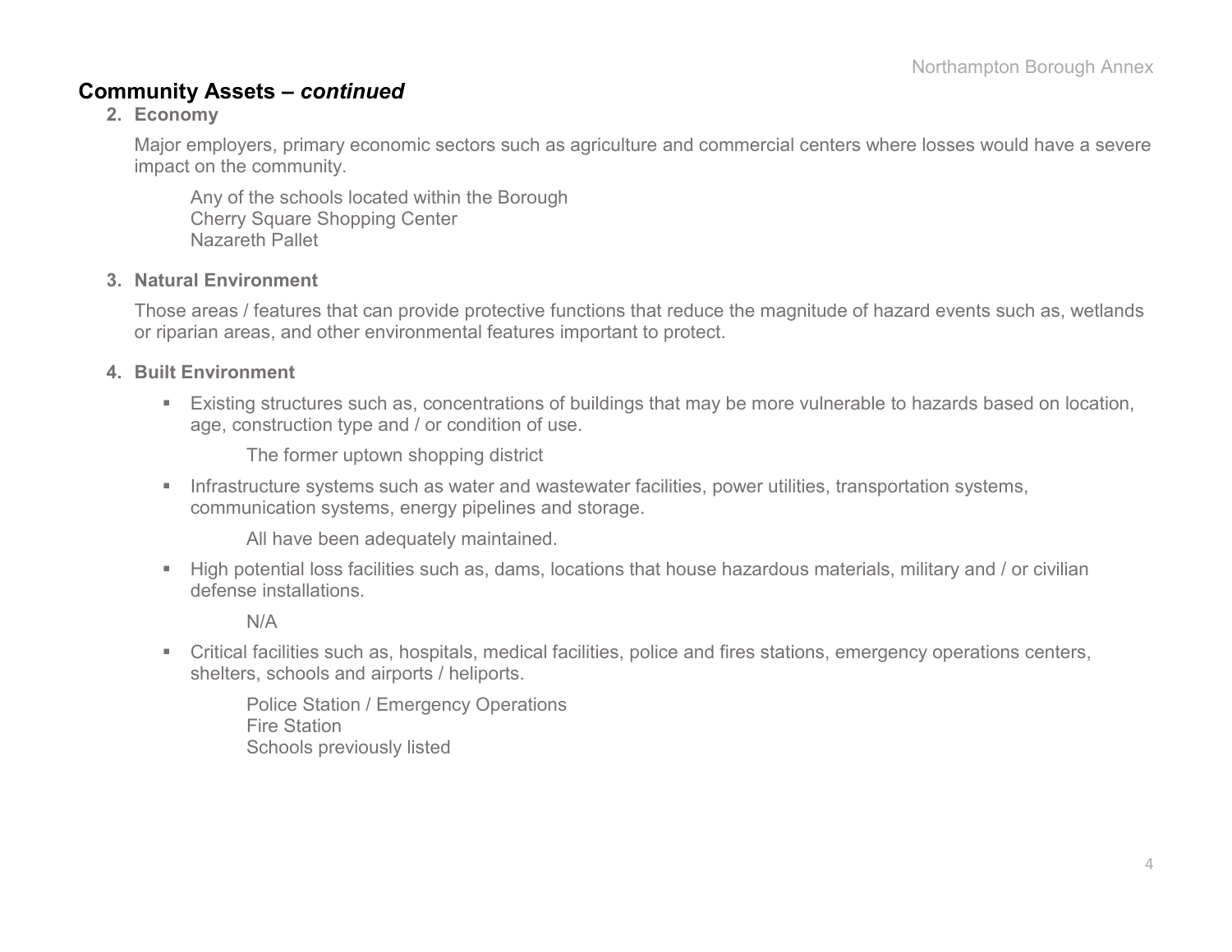## Community Assets – *continued*

**2. Economy**

Major employers, primary economic sectors such as agriculture and commercial centers where losses would have a severe impact on the community.

Any of the schools located within the Borough
Cherry Square Shopping Center
Nazareth Pallet

**3. Natural Environment**

Those areas / features that can provide protective functions that reduce the magnitude of hazard events such as, wetlands or riparian areas, and other environmental features important to protect.

**4. Built Environment**

- Existing structures such as, concentrations of buildings that may be more vulnerable to hazards based on location, age, construction type and / or condition of use.

  The former uptown shopping district

- Infrastructure systems such as water and wastewater facilities, power utilities, transportation systems, communication systems, energy pipelines and storage.

  All have been adequately maintained.

- High potential loss facilities such as, dams, locations that house hazardous materials, military and / or civilian defense installations.

  N/A

- Critical facilities such as, hospitals, medical facilities, police and fires stations, emergency operations centers, shelters, schools and airports / heliports.

  Police Station / Emergency Operations
  Fire Station
  Schools previously listed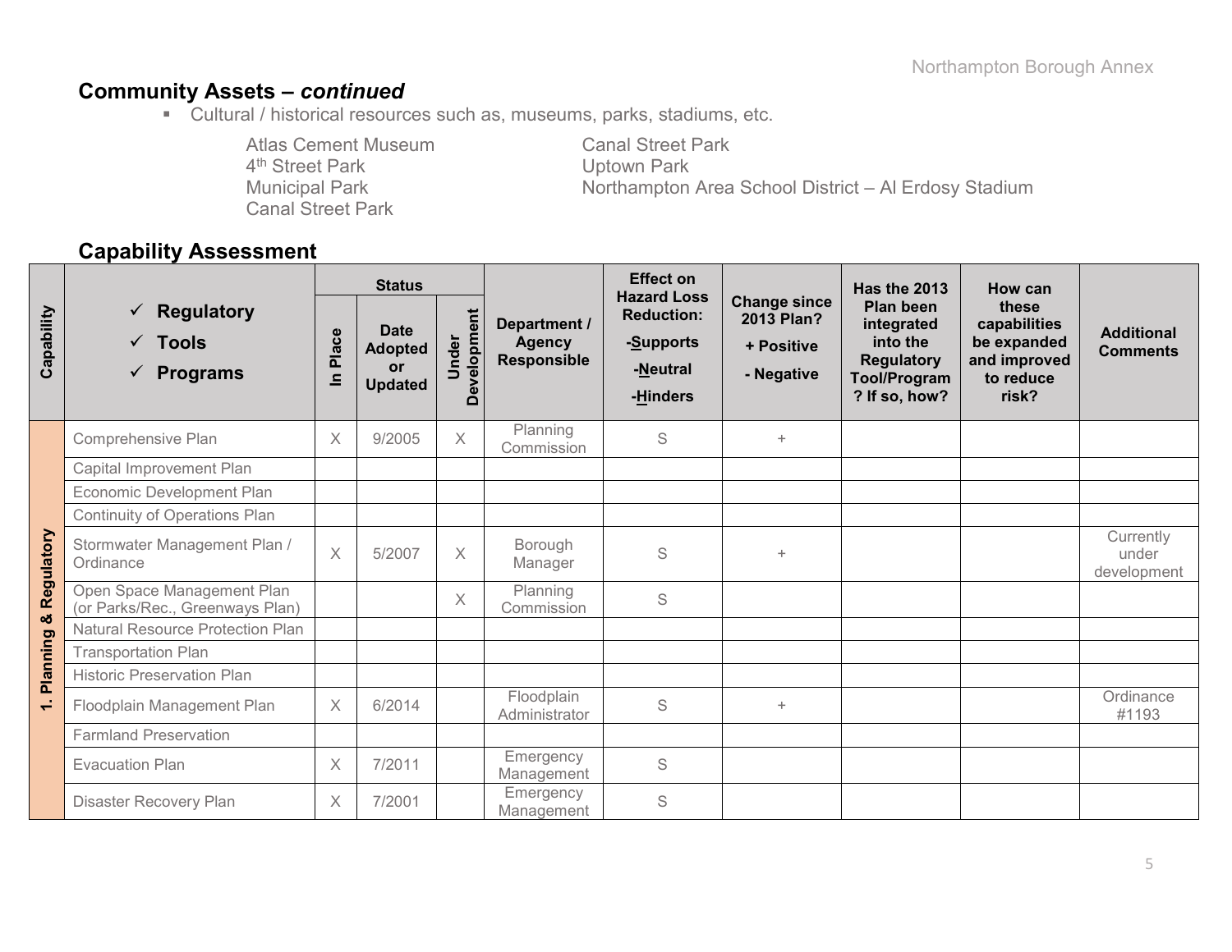## Community Assets – *continued*

- Cultural / historical resources such as, museums, parks, stadiums, etc.

  Atlas Cement Museum
  4th Street Park
  Municipal Park
  Canal Street Park
  Canal Street Park
  Uptown Park
  Northampton Area School District – Al Erdosy Stadium

## Capability Assessment

| Capability | ✓ Regulatory ✓ Tools ✓ Programs | Status | | | Department / Agency Responsible | Effect on Hazard Loss Reduction: -Supports -Neutral -Hinders | Change since 2013 Plan? + Positive - Negative | Has the 2013 Plan been integrated into the Regulatory Tool/Program? If so, how? | How can these capabilities be expanded and improved to reduce risk? | Additional Comments |
|---|---|---|---|---|---|---|---|---|---|---|
| | | In Place | Date Adopted or Updated | Under Development | | | | | | |
| 1. Planning & Regulatory | Comprehensive Plan | X | 9/2005 | X | Planning Commission | S | + | | | |
| | Capital Improvement Plan | | | | | | | | | |
| | Economic Development Plan | | | | | | | | | |
| | Continuity of Operations Plan | | | | | | | | | |
| | Stormwater Management Plan / Ordinance | X | 5/2007 | X | Borough Manager | S | + | | | Currently under development |
| | Open Space Management Plan (or Parks/Rec., Greenways Plan) | | | X | Planning Commission | S | | | | |
| | Natural Resource Protection Plan | | | | | | | | | |
| | Transportation Plan | | | | | | | | | |
| | Historic Preservation Plan | | | | | | | | | |
| | Floodplain Management Plan | X | 6/2014 | | Floodplain Administrator | S | + | | | Ordinance #1193 |
| | Farmland Preservation | | | | | | | | | |
| | Evacuation Plan | X | 7/2011 | | Emergency Management | S | | | | |
| | Disaster Recovery Plan | X | 7/2001 | | Emergency Management | S | | | | |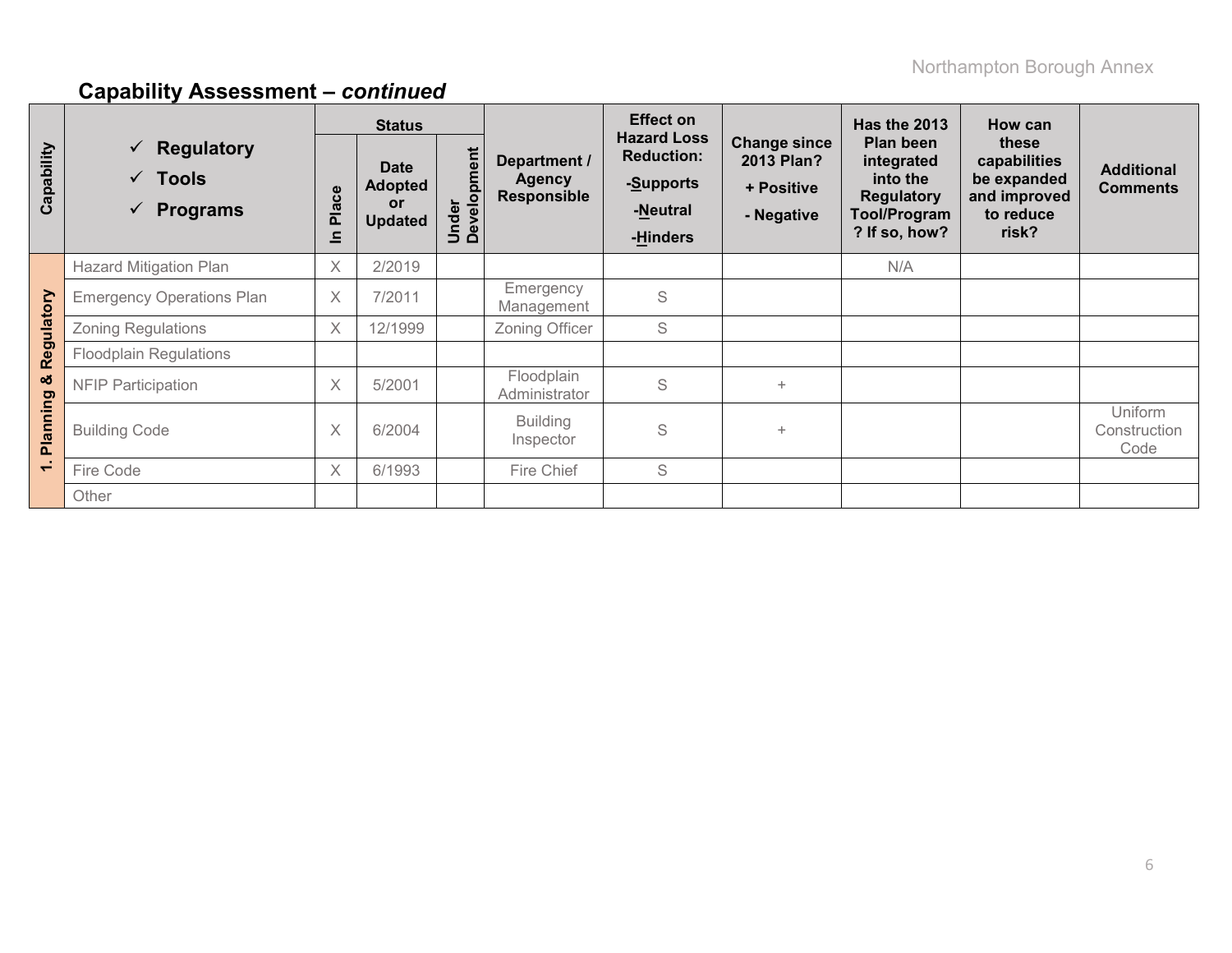## Capability Assessment – *continued*

| Capability | ✓ Regulatory ✓ Tools ✓ Programs | Status | | | Department / Agency Responsible | Effect on Hazard Loss Reduction: -Supports -Neutral -Hinders | Change since 2013 Plan? + Positive - Negative | Has the 2013 Plan been integrated into the Regulatory Tool/Program? If so, how? | How can these capabilities be expanded and improved to reduce risk? | Additional Comments |
|---|---|---|---|---|---|---|---|---|---|---|
| | | In Place | Date Adopted or Updated | Under Development | | | | | | |
| 1. Planning & Regulatory | Hazard Mitigation Plan | X | 2/2019 | | | | | N/A | | |
| | Emergency Operations Plan | X | 7/2011 | | Emergency Management | S | | | | |
| | Zoning Regulations | X | 12/1999 | | Zoning Officer | S | | | | |
| | Floodplain Regulations | | | | | | | | | |
| | NFIP Participation | X | 5/2001 | | Floodplain Administrator | S | + | | | |
| | Building Code | X | 6/2004 | | Building Inspector | S | + | | | Uniform Construction Code |
| | Fire Code | X | 6/1993 | | Fire Chief | S | | | | |
| | Other | | | | | | | | | |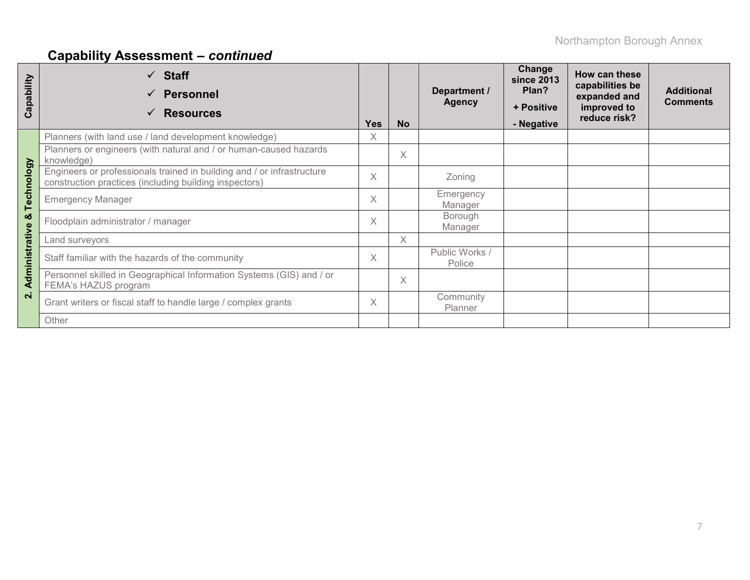## Capability Assessment – *continued*

| Capability | ✓ Staff ✓ Personnel ✓ Resources | Yes | No | Department / Agency | Change since 2013 Plan? + Positive - Negative | How can these capabilities be expanded and improved to reduce risk? | Additional Comments |
|---|---|---|---|---|---|---|---|
| 2. Administrative & Technology | Planners (with land use / land development knowledge) | X | | | | | |
| | Planners or engineers (with natural and / or human-caused hazards knowledge) | | X | | | | |
| | Engineers or professionals trained in building and / or infrastructure construction practices (including building inspectors) | X | | Zoning | | | |
| | Emergency Manager | X | | Emergency Manager | | | |
| | Floodplain administrator / manager | X | | Borough Manager | | | |
| | Land surveyors | | X | | | | |
| | Staff familiar with the hazards of the community | X | | Public Works / Police | | | |
| | Personnel skilled in Geographical Information Systems (GIS) and / or FEMA's HAZUS program | | X | | | | |
| | Grant writers or fiscal staff to handle large / complex grants | X | | Community Planner | | | |
| | Other | | | | | | |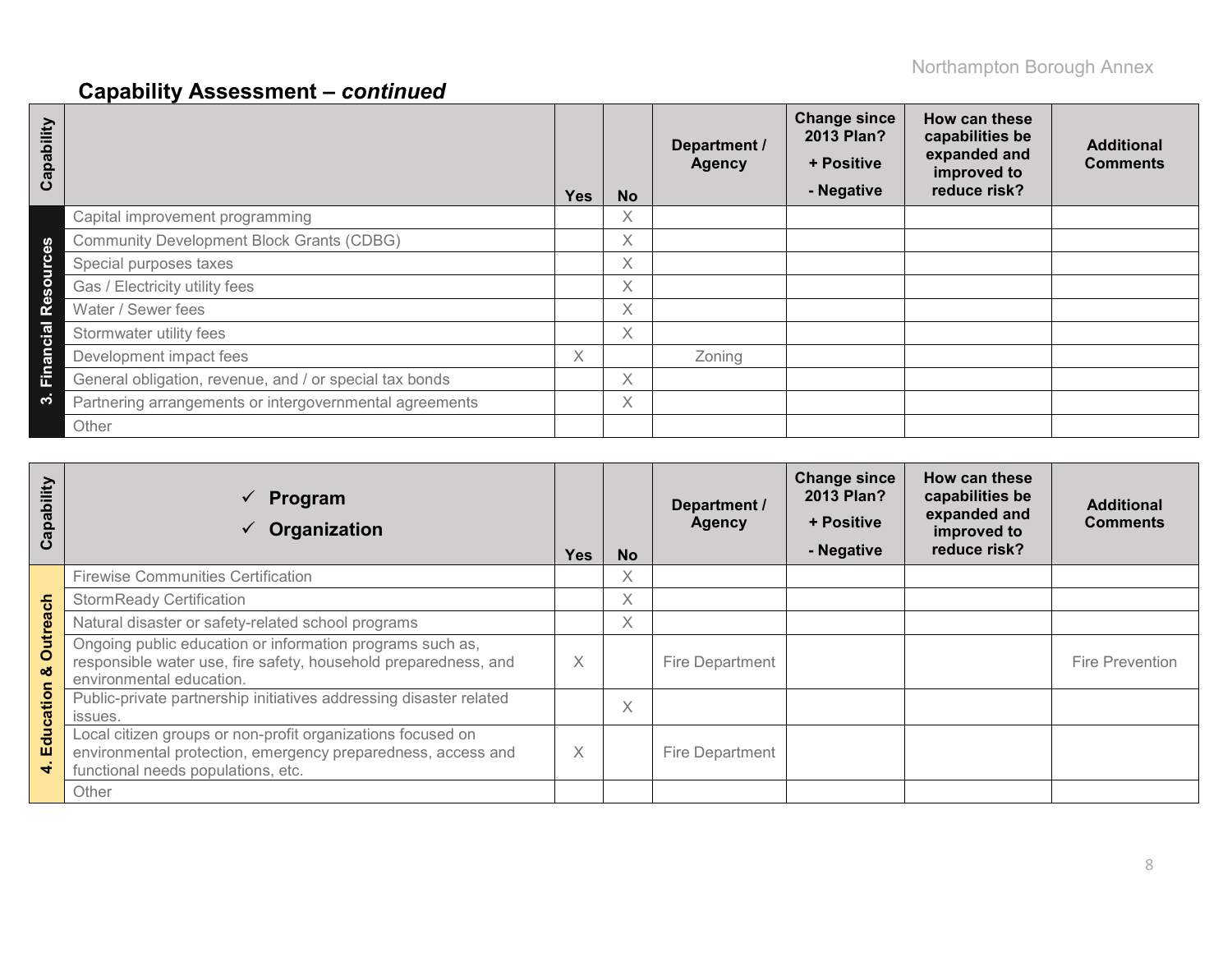## Capability Assessment – *continued*

| Capability | | Yes | No | Department / Agency | Change since 2013 Plan? + Positive - Negative | How can these capabilities be expanded and improved to reduce risk? | Additional Comments |
|---|---|---|---|---|---|---|---|
| 3. Financial Resources | Capital improvement programming | | X | | | | |
| | Community Development Block Grants (CDBG) | | X | | | | |
| | Special purposes taxes | | X | | | | |
| | Gas / Electricity utility fees | | X | | | | |
| | Water / Sewer fees | | X | | | | |
| | Stormwater utility fees | | X | | | | |
| | Development impact fees | X | | Zoning | | | |
| | General obligation, revenue, and / or special tax bonds | | X | | | | |
| | Partnering arrangements or intergovernmental agreements | | X | | | | |
| | Other | | | | | | |

| Capability | ✓ Program ✓ Organization | Yes | No | Department / Agency | Change since 2013 Plan? + Positive - Negative | How can these capabilities be expanded and improved to reduce risk? | Additional Comments |
|---|---|---|---|---|---|---|---|
| 4. Education & Outreach | Firewise Communities Certification | | X | | | | |
| | StormReady Certification | | X | | | | |
| | Natural disaster or safety-related school programs | | X | | | | |
| | Ongoing public education or information programs such as, responsible water use, fire safety, household preparedness, and environmental education. | X | | Fire Department | | | Fire Prevention |
| | Public-private partnership initiatives addressing disaster related issues. | | X | | | | |
| | Local citizen groups or non-profit organizations focused on environmental protection, emergency preparedness, access and functional needs populations, etc. | X | | Fire Department | | | |
| | Other | | | | | | |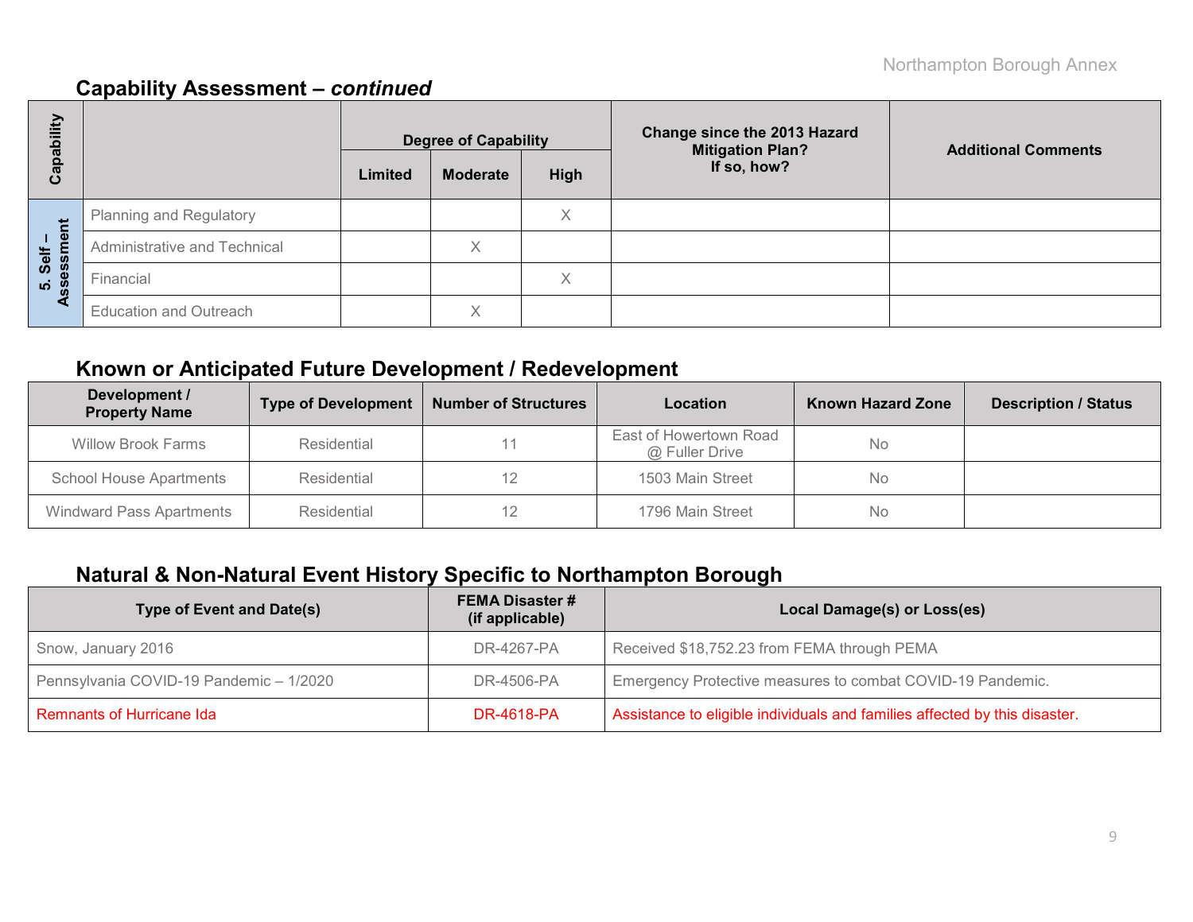## Capability Assessment – *continued*

| Capability | | Degree of Capability | | | Change since the 2013 Hazard Mitigation Plan? If so, how? | Additional Comments |
|---|---|---|---|---|---|---|
| | | Limited | Moderate | High | | |
| 5. Self – Assessment | Planning and Regulatory | | | X | | |
| | Administrative and Technical | | X | | | |
| | Financial | | | X | | |
| | Education and Outreach | | X | | | |

## Known or Anticipated Future Development / Redevelopment

| Development / Property Name | Type of Development | Number of Structures | Location | Known Hazard Zone | Description / Status |
|---|---|---|---|---|---|
| Willow Brook Farms | Residential | 11 | East of Howertown Road @ Fuller Drive | No | |
| School House Apartments | Residential | 12 | 1503 Main Street | No | |
| Windward Pass Apartments | Residential | 12 | 1796 Main Street | No | |

## Natural & Non-Natural Event History Specific to Northampton Borough

| Type of Event and Date(s) | FEMA Disaster # (if applicable) | Local Damage(s) or Loss(es) |
|---|---|---|
| Snow, January 2016 | DR-4267-PA | Received $18,752.23 from FEMA through PEMA |
| Pennsylvania COVID-19 Pandemic – 1/2020 | DR-4506-PA | Emergency Protective measures to combat COVID-19 Pandemic. |
| Remnants of Hurricane Ida | DR-4618-PA | Assistance to eligible individuals and families affected by this disaster. |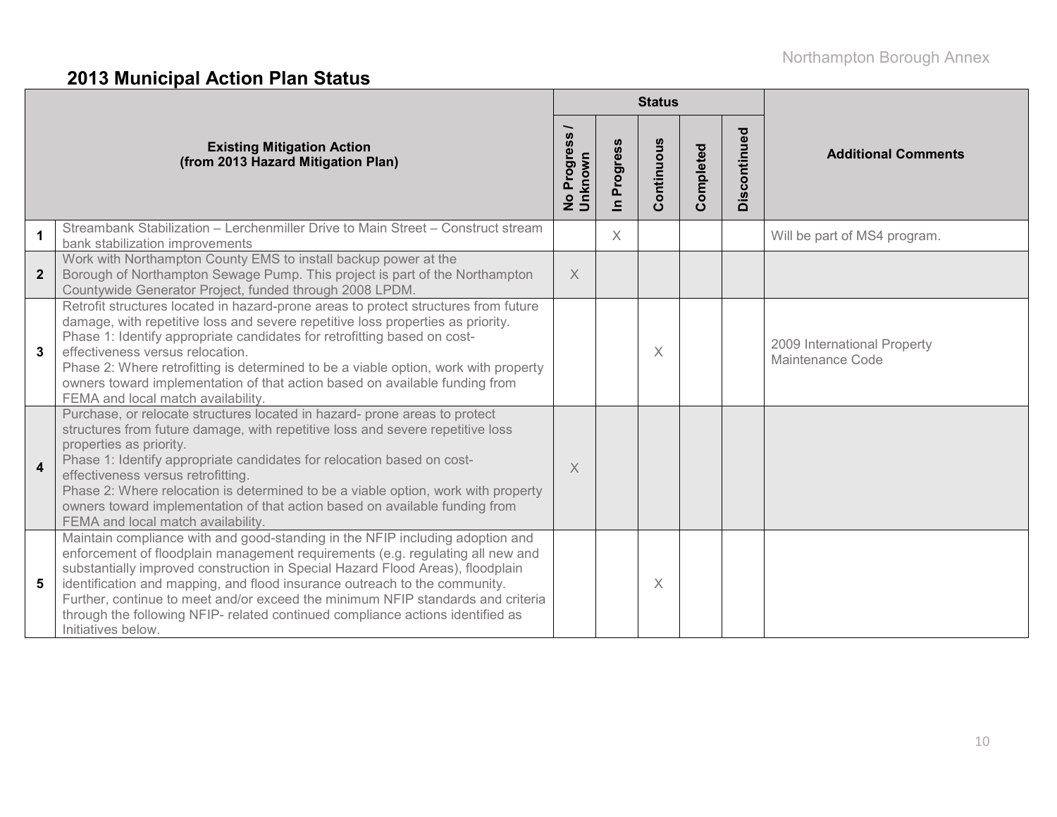## 2013 Municipal Action Plan Status

| | Existing Mitigation Action (from 2013 Hazard Mitigation Plan) | Status | | | | | Additional Comments |
|---|---|---|---|---|---|---|---|
| | | No Progress / Unknown | In Progress | Continuous | Completed | Discontinued | |
| **1** | Streambank Stabilization – Lerchenmiller Drive to Main Street – Construct stream bank stabilization improvements | | X | | | | Will be part of MS4 program. |
| **2** | Work with Northampton County EMS to install backup power at the Borough of Northampton Sewage Pump. This project is part of the Northampton Countywide Generator Project, funded through 2008 LPDM. | X | | | | | |
| **3** | Retrofit structures located in hazard-prone areas to protect structures from future damage, with repetitive loss and severe repetitive loss properties as priority. Phase 1: Identify appropriate candidates for retrofitting based on cost-effectiveness versus relocation. Phase 2: Where retrofitting is determined to be a viable option, work with property owners toward implementation of that action based on available funding from FEMA and local match availability. | | | X | | | 2009 International Property Maintenance Code |
| **4** | Purchase, or relocate structures located in hazard- prone areas to protect structures from future damage, with repetitive loss and severe repetitive loss properties as priority. Phase 1: Identify appropriate candidates for relocation based on cost-effectiveness versus retrofitting. Phase 2: Where relocation is determined to be a viable option, work with property owners toward implementation of that action based on available funding from FEMA and local match availability. | X | | | | | |
| **5** | Maintain compliance with and good-standing in the NFIP including adoption and enforcement of floodplain management requirements (e.g. regulating all new and substantially improved construction in Special Hazard Flood Areas), floodplain identification and mapping, and flood insurance outreach to the community. Further, continue to meet and/or exceed the minimum NFIP standards and criteria through the following NFIP- related continued compliance actions identified as Initiatives below. | | | X | | | |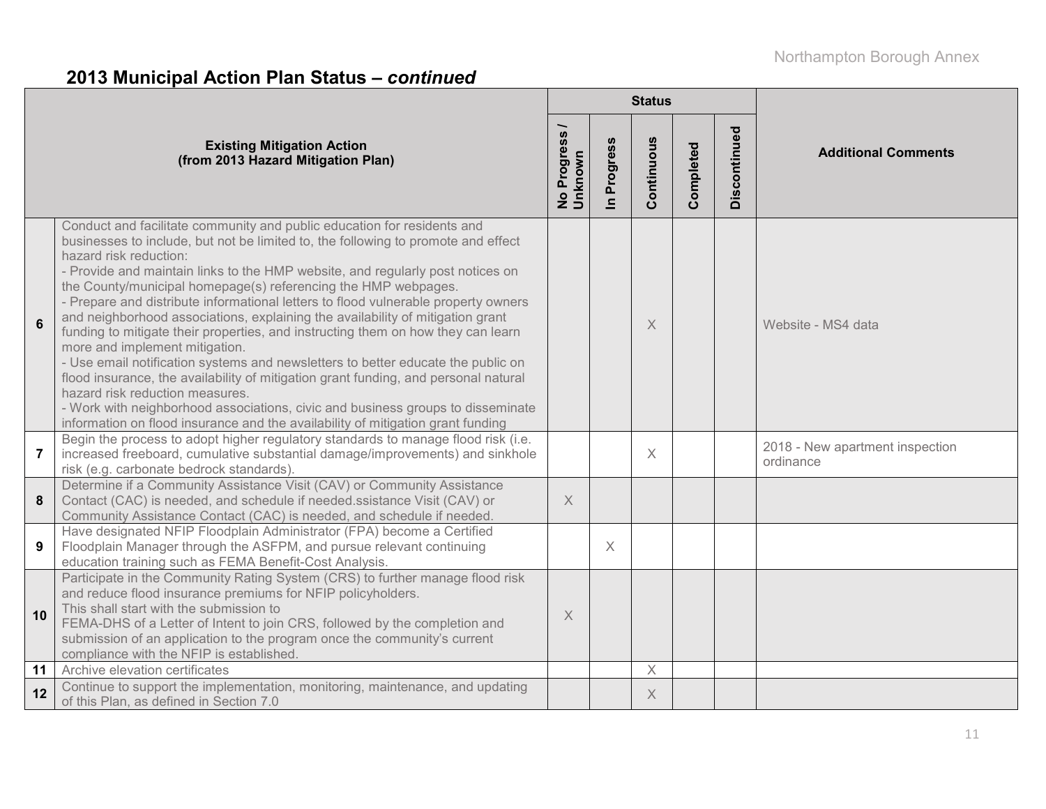## 2013 Municipal Action Plan Status – *continued*

| | Existing Mitigation Action (from 2013 Hazard Mitigation Plan) | Status | | | | | Additional Comments |
|---|---|---|---|---|---|---|---|
| | | No Progress / Unknown | In Progress | Continuous | Completed | Discontinued | |
| **6** | Conduct and facilitate community and public education for residents and businesses to include, but not be limited to, the following to promote and effect hazard risk reduction:<br>- Provide and maintain links to the HMP website, and regularly post notices on the County/municipal homepage(s) referencing the HMP webpages.<br>- Prepare and distribute informational letters to flood vulnerable property owners and neighborhood associations, explaining the availability of mitigation grant funding to mitigate their properties, and instructing them on how they can learn more and implement mitigation.<br>- Use email notification systems and newsletters to better educate the public on flood insurance, the availability of mitigation grant funding, and personal natural hazard risk reduction measures.<br>- Work with neighborhood associations, civic and business groups to disseminate information on flood insurance and the availability of mitigation grant funding | | | X | | | Website - MS4 data |
| **7** | Begin the process to adopt higher regulatory standards to manage flood risk (i.e. increased freeboard, cumulative substantial damage/improvements) and sinkhole risk (e.g. carbonate bedrock standards). | | | X | | | 2018 - New apartment inspection ordinance |
| **8** | Determine if a Community Assistance Visit (CAV) or Community Assistance Contact (CAC) is needed, and schedule if needed.ssistance Visit (CAV) or Community Assistance Contact (CAC) is needed, and schedule if needed. | X | | | | | |
| **9** | Have designated NFIP Floodplain Administrator (FPA) become a Certified Floodplain Manager through the ASFPM, and pursue relevant continuing education training such as FEMA Benefit-Cost Analysis. | | X | | | | |
| **10** | Participate in the Community Rating System (CRS) to further manage flood risk and reduce flood insurance premiums for NFIP policyholders.<br>This shall start with the submission to<br>FEMA-DHS of a Letter of Intent to join CRS, followed by the completion and submission of an application to the program once the community's current compliance with the NFIP is established. | X | | | | | |
| **11** | Archive elevation certificates | | | X | | | |
| **12** | Continue to support the implementation, monitoring, maintenance, and updating of this Plan, as defined in Section 7.0 | | | X | | | |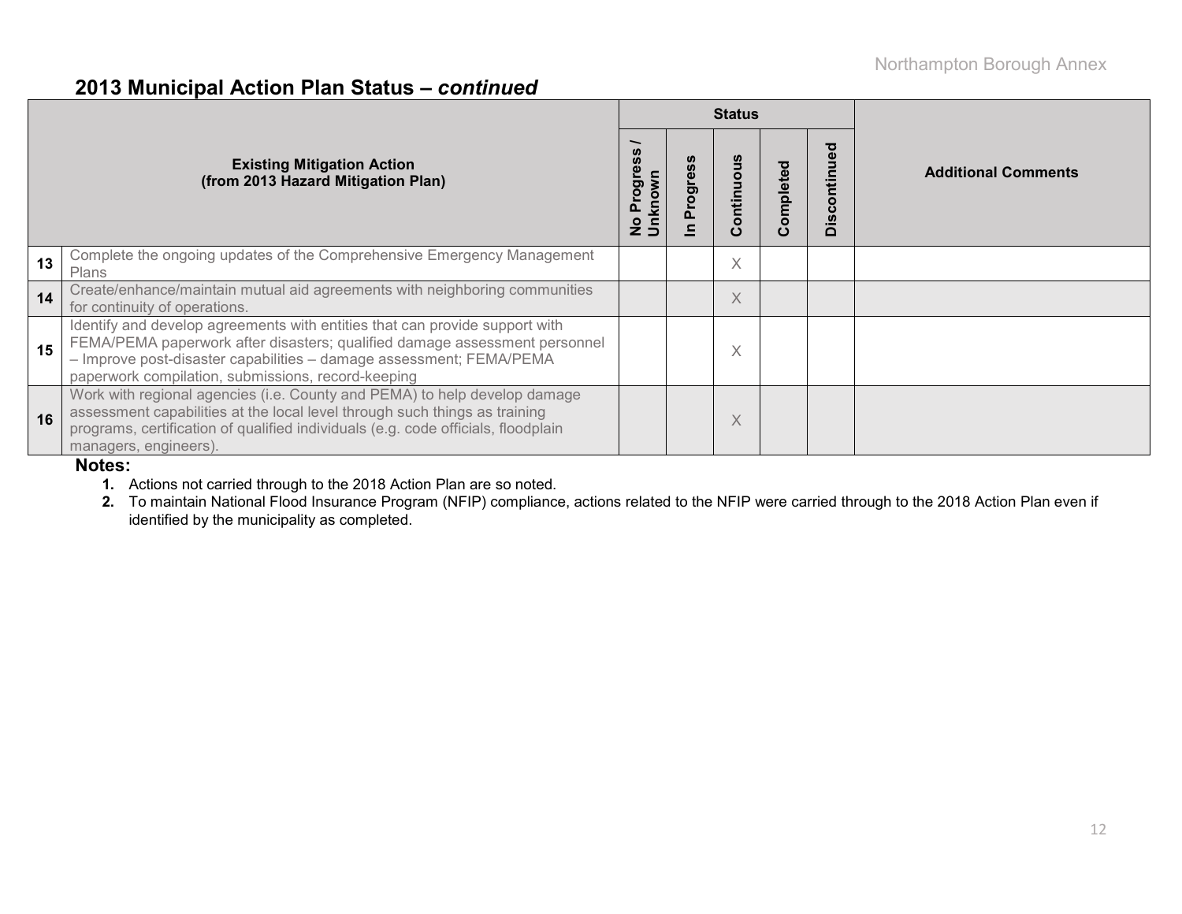## 2013 Municipal Action Plan Status – *continued*

| | Existing Mitigation Action (from 2013 Hazard Mitigation Plan) | Status | | | | | Additional Comments |
|---|---|---|---|---|---|---|---|
| | | No Progress / Unknown | In Progress | Continuous | Completed | Discontinued | |
| 13 | Complete the ongoing updates of the Comprehensive Emergency Management Plans | | | X | | | |
| 14 | Create/enhance/maintain mutual aid agreements with neighboring communities for continuity of operations. | | | X | | | |
| 15 | Identify and develop agreements with entities that can provide support with FEMA/PEMA paperwork after disasters; qualified damage assessment personnel – Improve post-disaster capabilities – damage assessment; FEMA/PEMA paperwork compilation, submissions, record-keeping | | | X | | | |
| 16 | Work with regional agencies (i.e. County and PEMA) to help develop damage assessment capabilities at the local level through such things as training programs, certification of qualified individuals (e.g. code officials, floodplain managers, engineers). | | | X | | | |

**Notes:**

1. Actions not carried through to the 2018 Action Plan are so noted.
2. To maintain National Flood Insurance Program (NFIP) compliance, actions related to the NFIP were carried through to the 2018 Action Plan even if identified by the municipality as completed.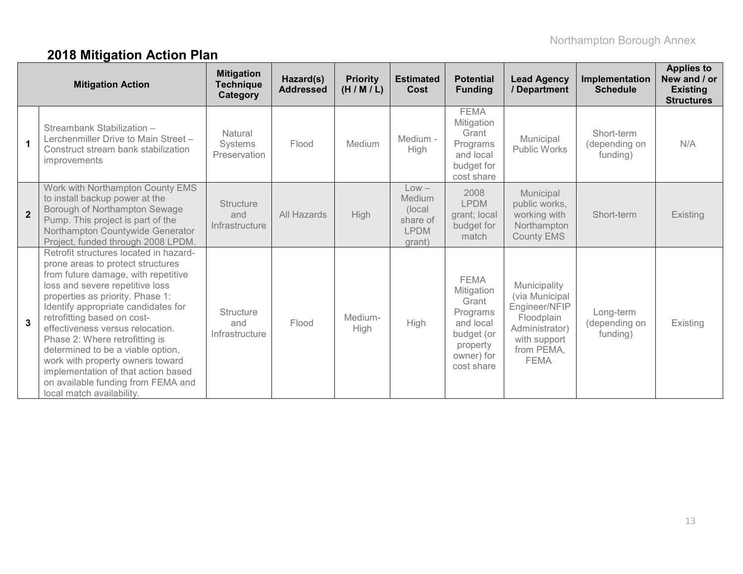## 2018 Mitigation Action Plan

| | Mitigation Action | Mitigation Technique Category | Hazard(s) Addressed | Priority (H / M / L) | Estimated Cost | Potential Funding | Lead Agency / Department | Implementation Schedule | Applies to New and / or Existing Structures |
|---|---|---|---|---|---|---|---|---|---|
| **1** | Streambank Stabilization – Lerchenmiller Drive to Main Street – Construct stream bank stabilization improvements | Natural Systems Preservation | Flood | Medium | Medium - High | FEMA Mitigation Grant Programs and local budget for cost share | Municipal Public Works | Short-term (depending on funding) | N/A |
| **2** | Work with Northampton County EMS to install backup power at the Borough of Northampton Sewage Pump. This project is part of the Northampton Countywide Generator Project, funded through 2008 LPDM. | Structure and Infrastructure | All Hazards | High | Low – Medium (local share of LPDM grant) | 2008 LPDM grant; local budget for match | Municipal public works, working with Northampton County EMS | Short-term | Existing |
| **3** | Retrofit structures located in hazard-prone areas to protect structures from future damage, with repetitive loss and severe repetitive loss properties as priority. Phase 1: Identify appropriate candidates for retrofitting based on cost-effectiveness versus relocation. Phase 2: Where retrofitting is determined to be a viable option, work with property owners toward implementation of that action based on available funding from FEMA and local match availability. | Structure and Infrastructure | Flood | Medium-High | High | FEMA Mitigation Grant Programs and local budget (or property owner) for cost share | Municipality (via Municipal Engineer/NFIP Floodplain Administrator) with support from PEMA, FEMA | Long-term (depending on funding) | Existing |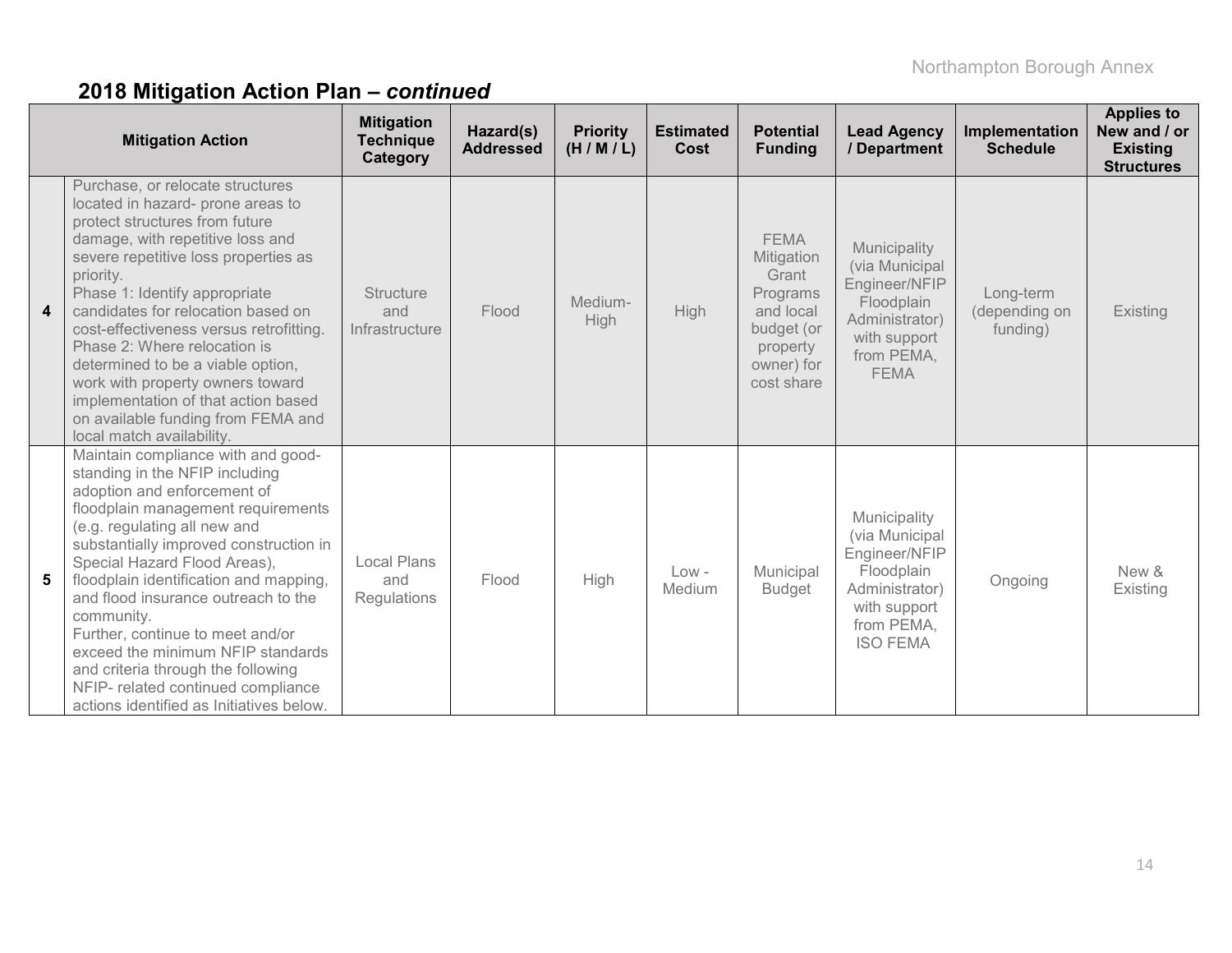## 2018 Mitigation Action Plan – *continued*

| | Mitigation Action | Mitigation Technique Category | Hazard(s) Addressed | Priority (H / M / L) | Estimated Cost | Potential Funding | Lead Agency / Department | Implementation Schedule | Applies to New and / or Existing Structures |
|---|---|---|---|---|---|---|---|---|---|
| **4** | Purchase, or relocate structures located in hazard- prone areas to protect structures from future damage, with repetitive loss and severe repetitive loss properties as priority.<br>Phase 1: Identify appropriate candidates for relocation based on cost-effectiveness versus retrofitting.<br>Phase 2: Where relocation is determined to be a viable option, work with property owners toward implementation of that action based on available funding from FEMA and local match availability. | Structure and Infrastructure | Flood | Medium-High | High | FEMA Mitigation Grant Programs and local budget (or property owner) for cost share | Municipality (via Municipal Engineer/NFIP Floodplain Administrator) with support from PEMA, FEMA | Long-term (depending on funding) | Existing |
| **5** | Maintain compliance with and good-standing in the NFIP including adoption and enforcement of floodplain management requirements (e.g. regulating all new and substantially improved construction in Special Hazard Flood Areas), floodplain identification and mapping, and flood insurance outreach to the community.<br>Further, continue to meet and/or exceed the minimum NFIP standards and criteria through the following NFIP- related continued compliance actions identified as Initiatives below. | Local Plans and Regulations | Flood | High | Low - Medium | Municipal Budget | Municipality (via Municipal Engineer/NFIP Floodplain Administrator) with support from PEMA, ISO FEMA | Ongoing | New & Existing |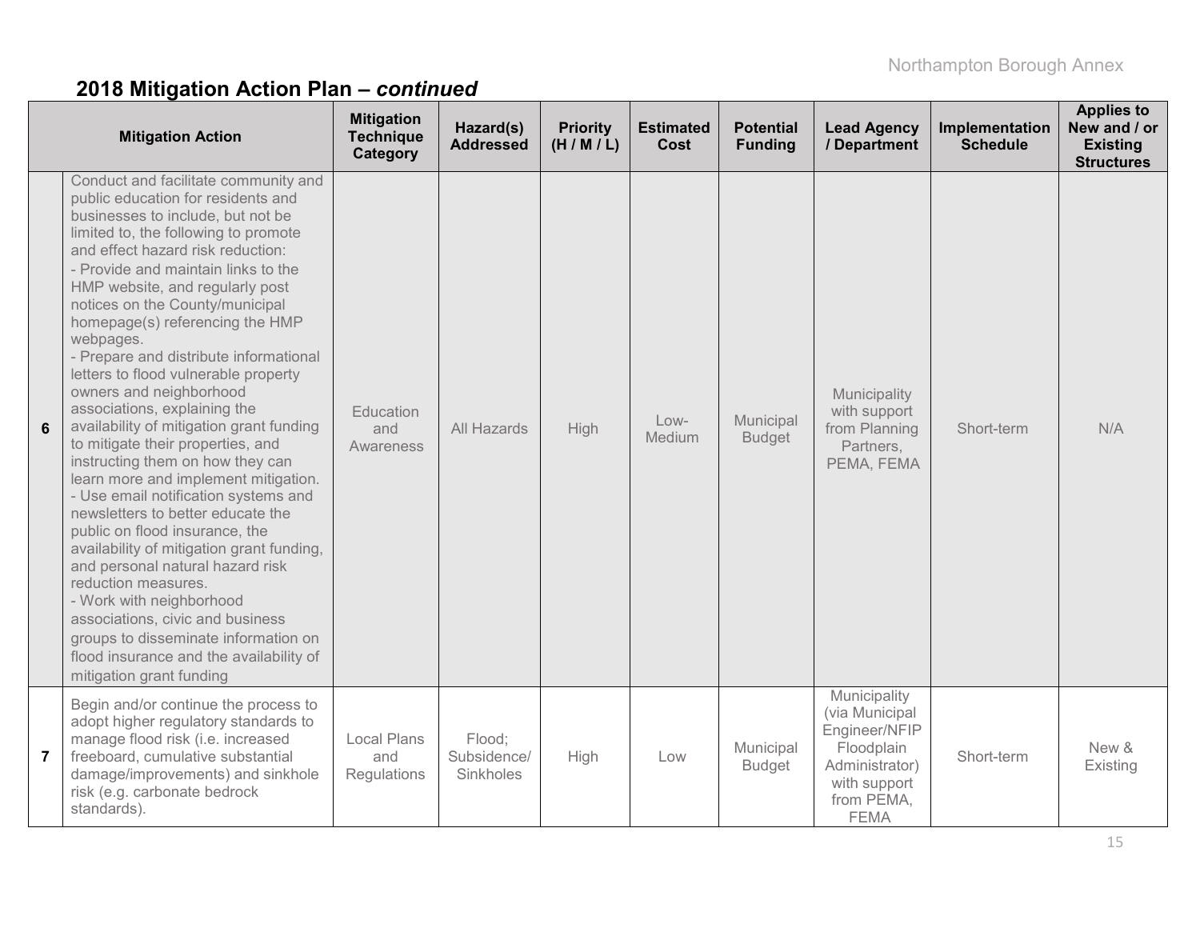## 2018 Mitigation Action Plan – *continued*

| | Mitigation Action | Mitigation Technique Category | Hazard(s) Addressed | Priority (H / M / L) | Estimated Cost | Potential Funding | Lead Agency / Department | Implementation Schedule | Applies to New and / or Existing Structures |
|---|---|---|---|---|---|---|---|---|---|
| 6 | Conduct and facilitate community and public education for residents and businesses to include, but not be limited to, the following to promote and effect hazard risk reduction:<br>- Provide and maintain links to the HMP website, and regularly post notices on the County/municipal homepage(s) referencing the HMP webpages.<br>- Prepare and distribute informational letters to flood vulnerable property owners and neighborhood associations, explaining the availability of mitigation grant funding to mitigate their properties, and instructing them on how they can learn more and implement mitigation.<br>- Use email notification systems and newsletters to better educate the public on flood insurance, the availability of mitigation grant funding, and personal natural hazard risk reduction measures.<br>- Work with neighborhood associations, civic and business groups to disseminate information on flood insurance and the availability of mitigation grant funding | Education and Awareness | All Hazards | High | Low-Medium | Municipal Budget | Municipality with support from Planning Partners, PEMA, FEMA | Short-term | N/A |
| 7 | Begin and/or continue the process to adopt higher regulatory standards to manage flood risk (i.e. increased freeboard, cumulative substantial damage/improvements) and sinkhole risk (e.g. carbonate bedrock standards). | Local Plans and Regulations | Flood; Subsidence/ Sinkholes | High | Low | Municipal Budget | Municipality (via Municipal Engineer/NFIP Floodplain Administrator) with support from PEMA, FEMA | Short-term | New & Existing |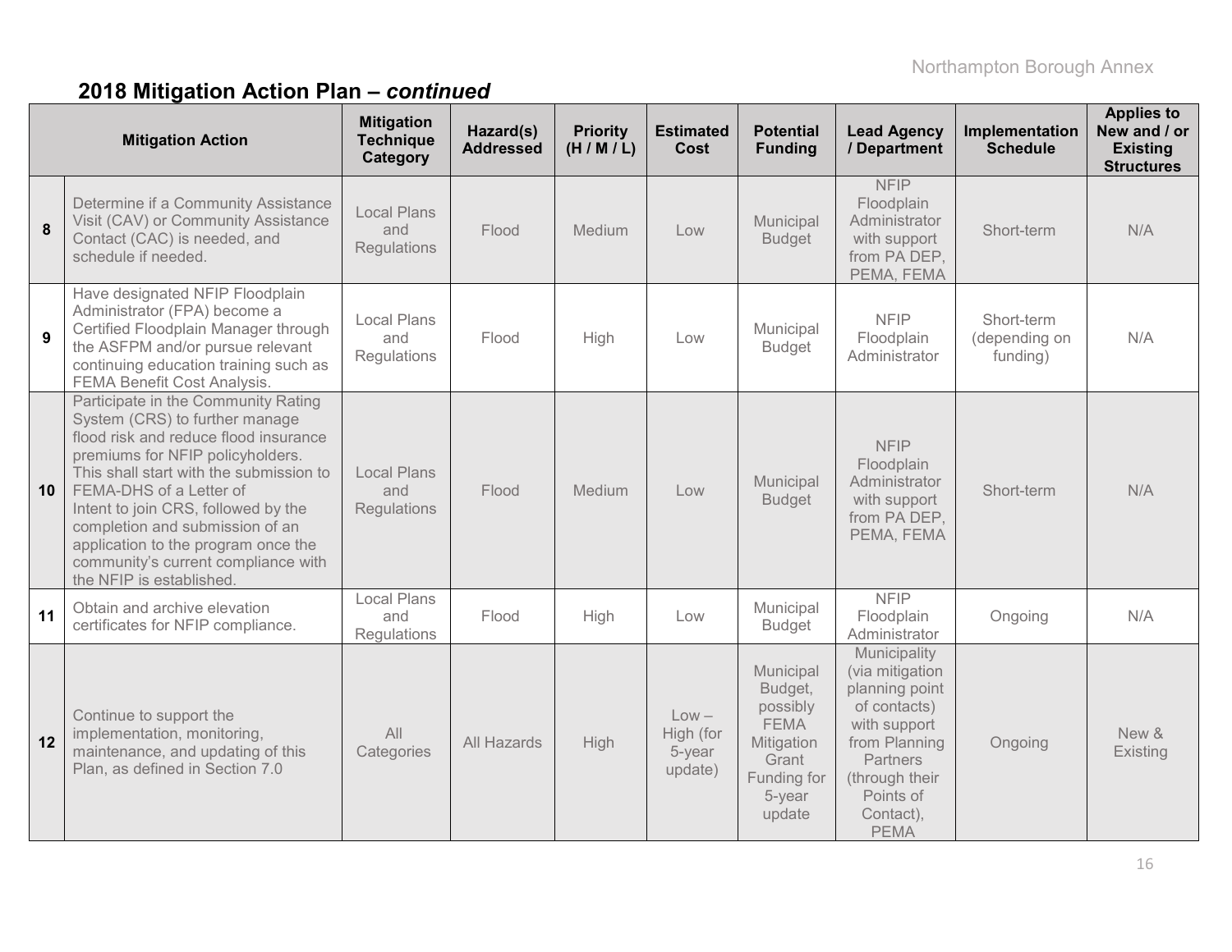## 2018 Mitigation Action Plan – *continued*

| | Mitigation Action | Mitigation Technique Category | Hazard(s) Addressed | Priority (H / M / L) | Estimated Cost | Potential Funding | Lead Agency / Department | Implementation Schedule | Applies to New and / or Existing Structures |
|---|---|---|---|---|---|---|---|---|---|
| 8 | Determine if a Community Assistance Visit (CAV) or Community Assistance Contact (CAC) is needed, and schedule if needed. | Local Plans and Regulations | Flood | Medium | Low | Municipal Budget | NFIP Floodplain Administrator with support from PA DEP, PEMA, FEMA | Short-term | N/A |
| 9 | Have designated NFIP Floodplain Administrator (FPA) become a Certified Floodplain Manager through the ASFPM and/or pursue relevant continuing education training such as FEMA Benefit Cost Analysis. | Local Plans and Regulations | Flood | High | Low | Municipal Budget | NFIP Floodplain Administrator | Short-term (depending on funding) | N/A |
| 10 | Participate in the Community Rating System (CRS) to further manage flood risk and reduce flood insurance premiums for NFIP policyholders. This shall start with the submission to FEMA-DHS of a Letter of Intent to join CRS, followed by the completion and submission of an application to the program once the community's current compliance with the NFIP is established. | Local Plans and Regulations | Flood | Medium | Low | Municipal Budget | NFIP Floodplain Administrator with support from PA DEP, PEMA, FEMA | Short-term | N/A |
| 11 | Obtain and archive elevation certificates for NFIP compliance. | Local Plans and Regulations | Flood | High | Low | Municipal Budget | NFIP Floodplain Administrator | Ongoing | N/A |
| 12 | Continue to support the implementation, monitoring, maintenance, and updating of this Plan, as defined in Section 7.0 | All Categories | All Hazards | High | Low – High (for 5-year update) | Municipal Budget, possibly FEMA Mitigation Grant Funding for 5-year update | Municipality (via mitigation planning point of contacts) with support from Planning Partners (through their Points of Contact), PEMA | Ongoing | New & Existing |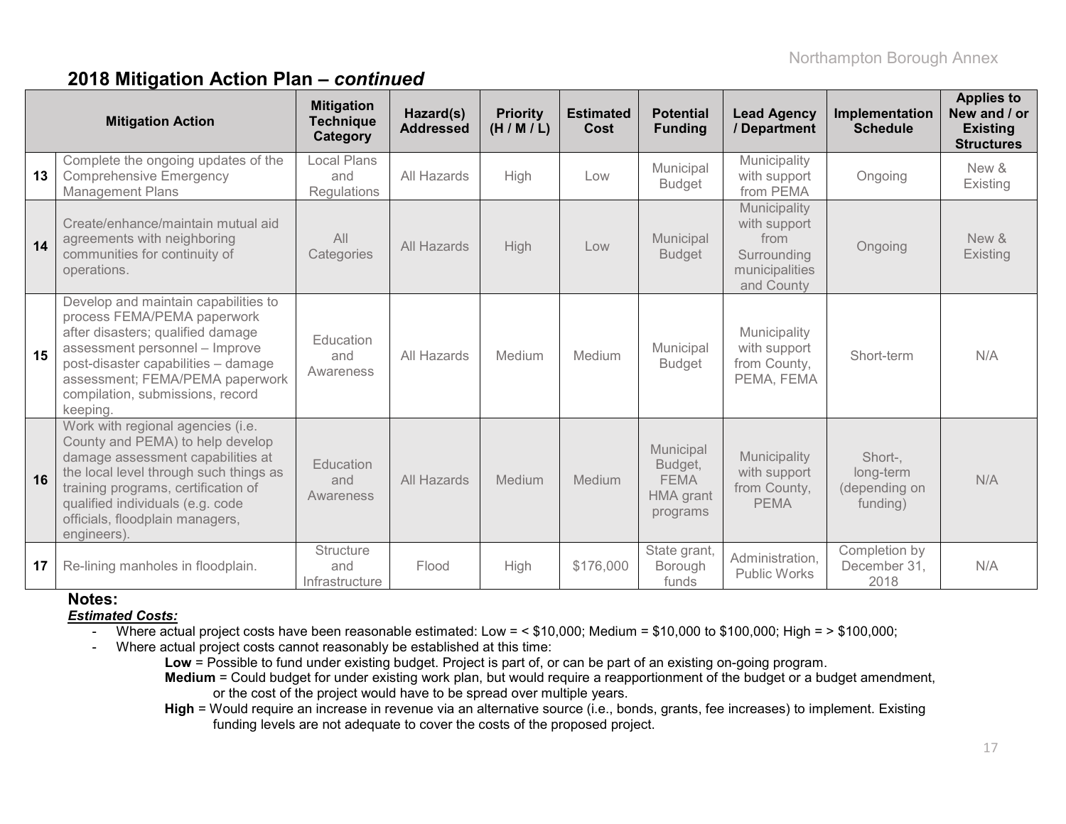## 2018 Mitigation Action Plan – *continued*

| | Mitigation Action | Mitigation Technique Category | Hazard(s) Addressed | Priority (H / M / L) | Estimated Cost | Potential Funding | Lead Agency / Department | Implementation Schedule | Applies to New and / or Existing Structures |
|---|---|---|---|---|---|---|---|---|---|
| **13** | Complete the ongoing updates of the Comprehensive Emergency Management Plans | Local Plans and Regulations | All Hazards | High | Low | Municipal Budget | Municipality with support from PEMA | Ongoing | New & Existing |
| **14** | Create/enhance/maintain mutual aid agreements with neighboring communities for continuity of operations. | All Categories | All Hazards | High | Low | Municipal Budget | Municipality with support from Surrounding municipalities and County | Ongoing | New & Existing |
| **15** | Develop and maintain capabilities to process FEMA/PEMA paperwork after disasters; qualified damage assessment personnel – Improve post-disaster capabilities – damage assessment; FEMA/PEMA paperwork compilation, submissions, record keeping. | Education and Awareness | All Hazards | Medium | Medium | Municipal Budget | Municipality with support from County, PEMA, FEMA | Short-term | N/A |
| **16** | Work with regional agencies (i.e. County and PEMA) to help develop damage assessment capabilities at the local level through such things as training programs, certification of qualified individuals (e.g. code officials, floodplain managers, engineers). | Education and Awareness | All Hazards | Medium | Medium | Municipal Budget, FEMA HMA grant programs | Municipality with support from County, PEMA | Short-, long-term (depending on funding) | N/A |
| **17** | Re-lining manholes in floodplain. | Structure and Infrastructure | Flood | High | $176,000 | State grant, Borough funds | Administration, Public Works | Completion by December 31, 2018 | N/A |

**Notes:**

***Estimated Costs:***

- Where actual project costs have been reasonable estimated: Low = < $10,000; Medium = $10,000 to $100,000; High = > $100,000;
- Where actual project costs cannot reasonably be established at this time:
  - **Low** = Possible to fund under existing budget. Project is part of, or can be part of an existing on-going program.
  - **Medium** = Could budget for under existing work plan, but would require a reapportionment of the budget or a budget amendment, or the cost of the project would have to be spread over multiple years.
  - **High** = Would require an increase in revenue via an alternative source (i.e., bonds, grants, fee increases) to implement. Existing funding levels are not adequate to cover the costs of the proposed project.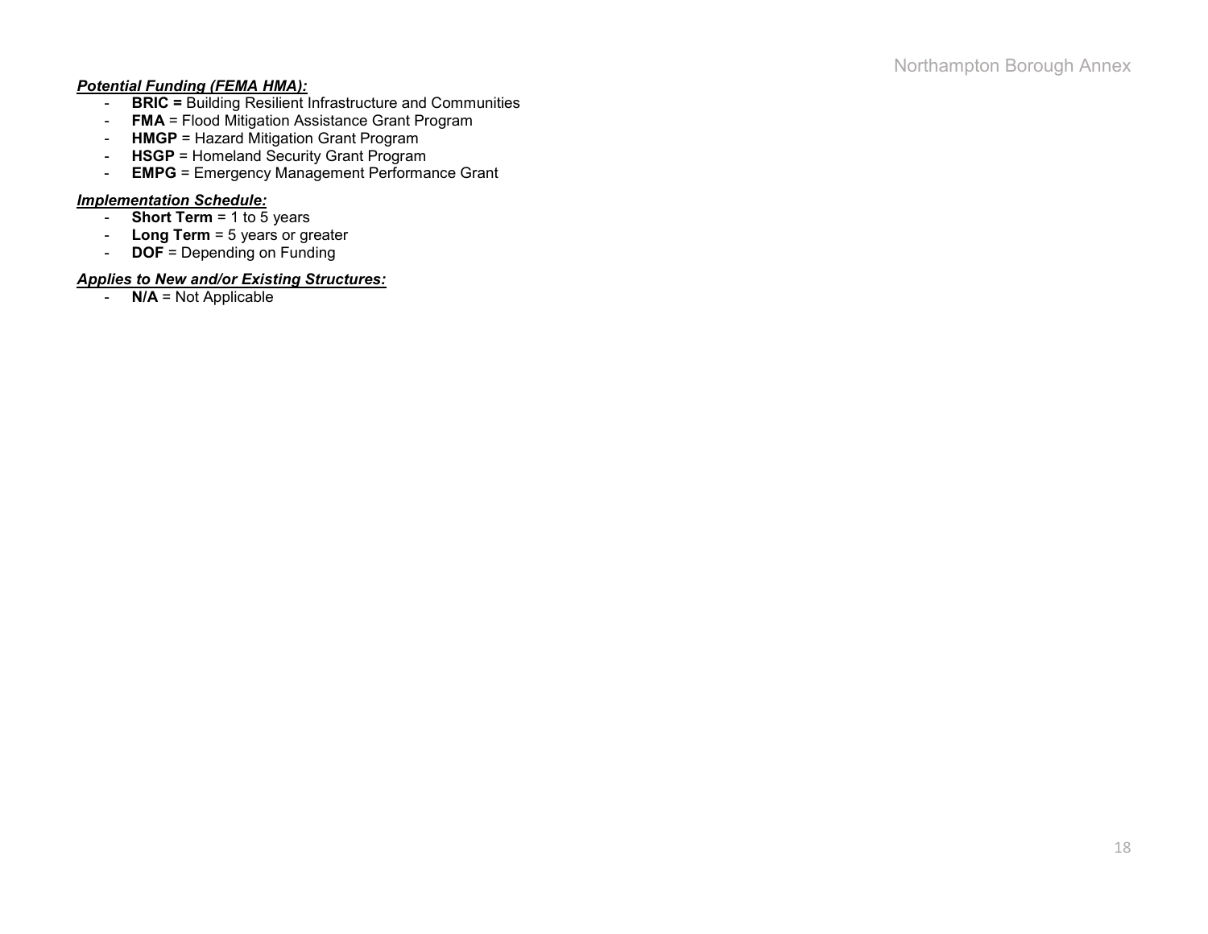***Potential Funding (FEMA HMA):***

- **BRIC =** Building Resilient Infrastructure and Communities
- **FMA** = Flood Mitigation Assistance Grant Program
- **HMGP** = Hazard Mitigation Grant Program
- **HSGP** = Homeland Security Grant Program
- **EMPG** = Emergency Management Performance Grant

***Implementation Schedule:***

- **Short Term** = 1 to 5 years
- **Long Term** = 5 years or greater
- **DOF** = Depending on Funding

***Applies to New and/or Existing Structures:***

- **N/A** = Not Applicable